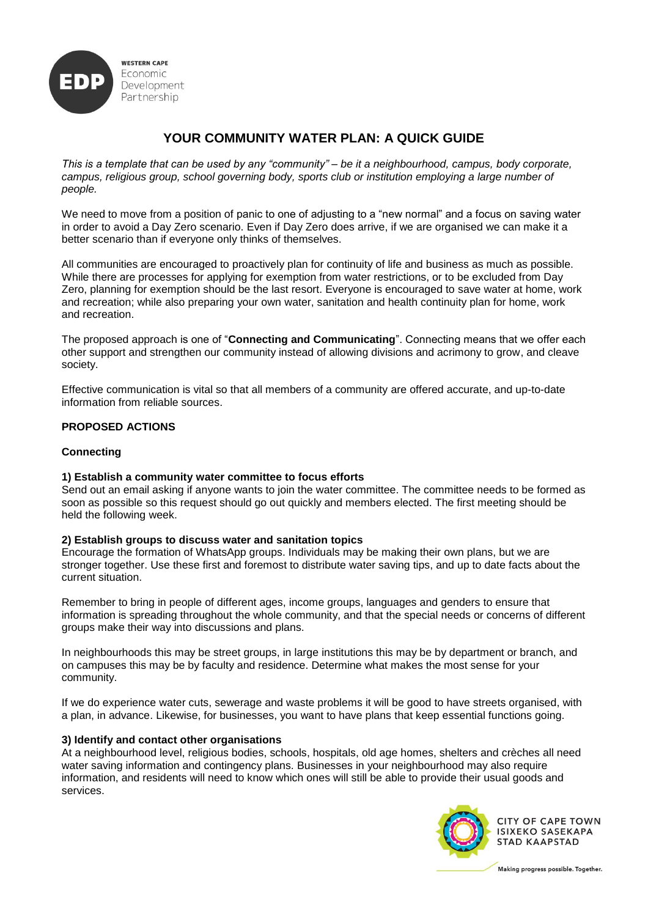# YOUR COMMUNITY WATER PLAN: A QUICK GUIDE

*This is a template that can be used by any "community" – be it a neighbourhood, campus, body corporate, campus, religious group, school governing body, sports club or institution employing a large number of people.*

We need to move from a position of panic to one of adjusting to a "new normal" and a focus on saving water in order to avoid a Day Zero scenario. Even if Day Zero does arrive, if we are organised we can make it a better scenario than if everyone only thinks of themselves.

All communities are encouraged to proactively plan for continuity of life and business as much as possible. While there are processes for applying for exemption from water restrictions, or to be excluded from Day Zero, planning for exemption should be the last resort. Everyone is encouraged to save water at home, work and recreation; while also preparing your own water, sanitation and health continuity plan for home, work and recreation.

The proposed approach is one of "**Connecting and Communicating**". Connecting means that we offer each other support and strengthen our community instead of allowing divisions and acrimony to grow, and cleave society.

Effective communication is vital so that all members of a community are offered accurate, and up-to-date information from reliable sources.

## PROPOSED ACTIONS

### Connecting

#### 1) Establish a community water committee to focus efforts

Send out an email asking if anyone wants to join the water committee. The committee needs to be formed as soon as possible so this request should go out quickly and members elected. The first meeting should be held the following week.

#### 2) Establish groups to discuss water and sanitation topics

Encourage the formation of WhatsApp groups. Individuals may be making their own plans, but we are stronger together. Use these first and foremost to distribute water saving tips, and up to date facts about the current situation.

Remember to bring in people of different ages, income groups, languages and genders to ensure that information is spreading throughout the whole community, and that the special needs or concerns of different groups make their way into discussions and plans.

In neighbourhoods this may be street groups, in large institutions this may be by department or branch, and on campuses this may be by faculty and residence. Determine what makes the most sense for your community.

If we do experience water cuts, sewerage and waste problems it will be good to have streets organised, with a plan, in advance. Likewise, for businesses, you want to have plans that keep essential functions going.

#### 3) Identify and contact other organisations

At a neighbourhood level, religious bodies, schools, hospitals, old age homes, shelters and crèches all need water saving information and contingency plans. Businesses in your neighbourhood may also require information, and residents will need to know which ones will still be able to provide their usual goods and services.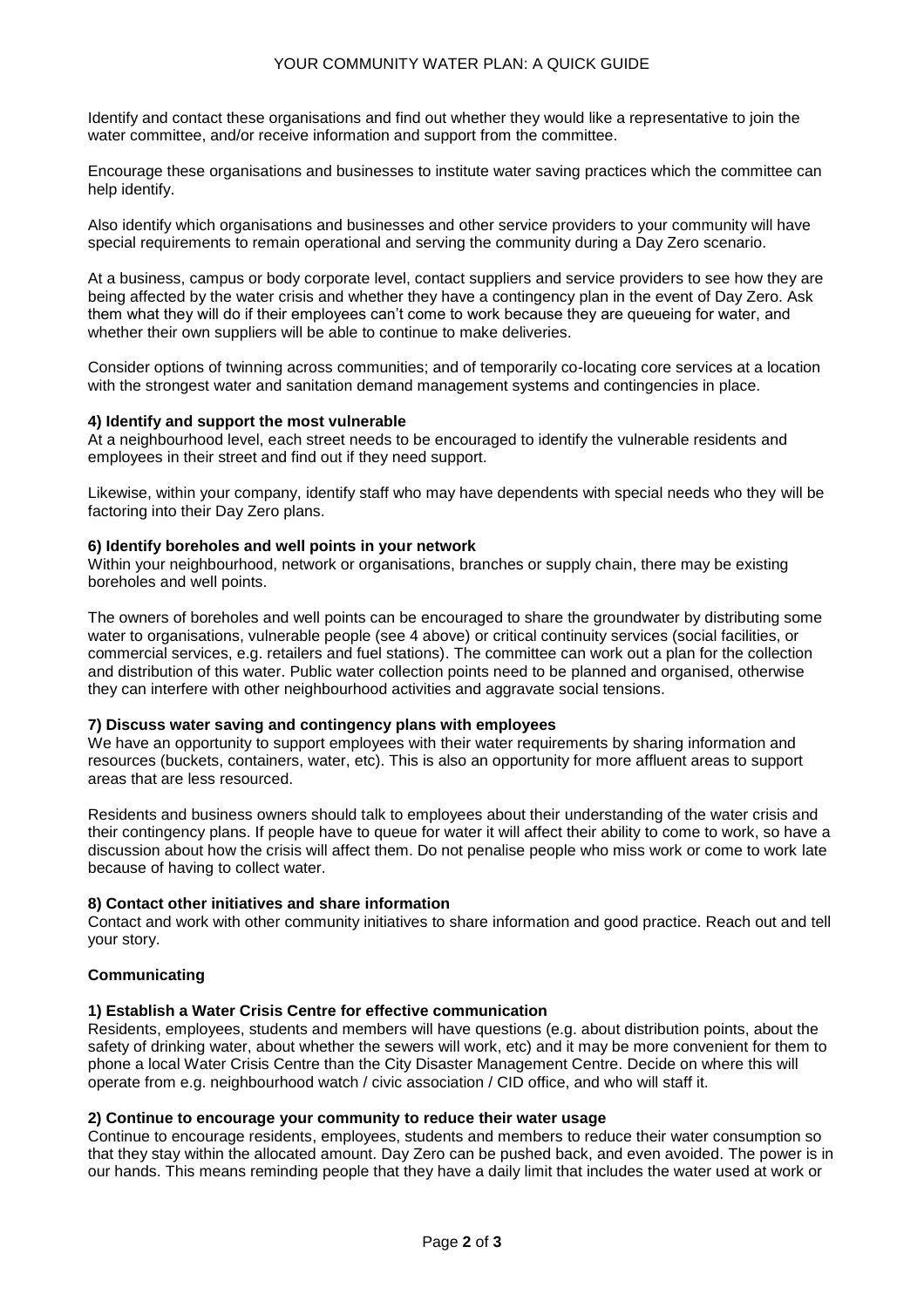Identify and contact these organisations and find out whether they would like a representative to join the water committee, and/or receive information and support from the committee.

Encourage these organisations and businesses to institute water saving practices which the committee can help identify.

Also identify which organisations and businesses and other service providers to your community will have special requirements to remain operational and serving the community during a Day Zero scenario.

At a business, campus or body corporate level, contact suppliers and service providers to see how they are being affected by the water crisis and whether they have a contingency plan in the event of Day Zero. Ask them what they will do if their employees can't come to work because they are queueing for water, and whether their own suppliers will be able to continue to make deliveries.

Consider options of twinning across communities; and of temporarily co-locating core services at a location with the strongest water and sanitation demand management systems and contingencies in place.

**4) Identify and support the most vulnerable**

At a neighbourhood level, each street needs to be encouraged to identify the vulnerable residents and employees in their street and find out if they need support.

Likewise, within your company, identify staff who may have dependents with special needs who they will be factoring into their Day Zero plans.

**6) Identify boreholes and well points in your network**

Within your neighbourhood, network or organisations, branches or supply chain, there may be existing boreholes and well points.

The owners of boreholes and well points can be encouraged to share the groundwater by distributing some water to organisations, vulnerable people (see 4 above) or critical continuity services (social facilities, or commercial services, e.g. retailers and fuel stations). The committee can work out a plan for the collection and distribution of this water. Public water collection points need to be planned and organised, otherwise they can interfere with other neighbourhood activities and aggravate social tensions.

**7) Discuss water saving and contingency plans with employees**

We have an opportunity to support employees with their water requirements by sharing information and resources (buckets, containers, water, etc). This is also an opportunity for more affluent areas to support areas that are less resourced.

Residents and business owners should talk to employees about their understanding of the water crisis and their contingency plans. If people have to queue for water it will affect their ability to come to work, so have a discussion about how the crisis will affect them. Do not penalise people who miss work or come to work late because of having to collect water.

**8) Contact other initiatives and share information**

Contact and work with other community initiatives to share information and good practice. Reach out and tell your story.

**Communicating**

**1) Establish a Water Crisis Centre for effective communication**

Residents, employees, students and members will have questions (e.g. about distribution points, about the safety of drinking water, about whether the sewers will work, etc) and it may be more convenient for them to phone a local Water Crisis Centre than the City Disaster Management Centre. Decide on where this will operate from e.g. neighbourhood watch / civic association / CID office, and who will staff it.

**2) Continue to encourage your community to reduce their water usage**

Continue to encourage residents, employees, students and members to reduce their water consumption so that they stay within the allocated amount. Day Zero can be pushed back, and even avoided. The power is in our hands. This means reminding people that they have a daily limit that includes the water used at work or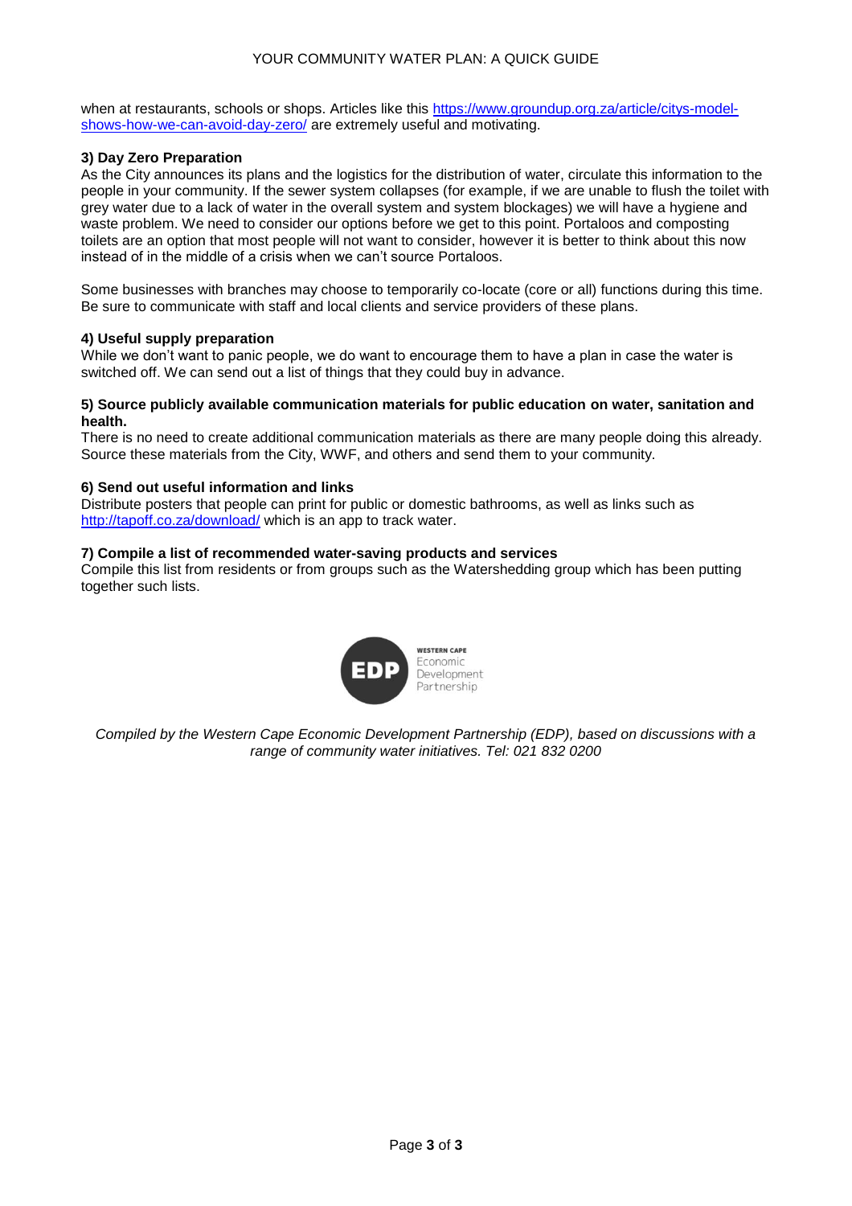when at restaurants, schools or shops. Articles like this [https://www.groundup.org.za/article/citys-model-shows-how-we-can-avoid-day-zero/](https://www.groundup.org.za/article/citys-model-shows-how-we-can-avoid-day-zero/) are extremely useful and motivating.

**3) Day Zero Preparation**

As the City announces its plans and the logistics for the distribution of water, circulate this information to the people in your community. If the sewer system collapses (for example, if we are unable to flush the toilet with grey water due to a lack of water in the overall system and system blockages) we will have a hygiene and waste problem. We need to consider our options before we get to this point. Portaloos and composting toilets are an option that most people will not want to consider, however it is better to think about this now instead of in the middle of a crisis when we can't source Portaloos.

Some businesses with branches may choose to temporarily co-locate (core or all) functions during this time. Be sure to communicate with staff and local clients and service providers of these plans.

**4) Useful supply preparation**

While we don't want to panic people, we do want to encourage them to have a plan in case the water is switched off. We can send out a list of things that they could buy in advance.

**5) Source publicly available communication materials for public education on water, sanitation and health.**

There is no need to create additional communication materials as there are many people doing this already. Source these materials from the City, WWF, and others and send them to your community.

**6) Send out useful information and links**

Distribute posters that people can print for public or domestic bathrooms, as well as links such as [http://tapoff.co.za/download/](http://tapoff.co.za/download/) which is an app to track water.

**7) Compile a list of recommended water-saving products and services**

Compile this list from residents or from groups such as the Watershedding group which has been putting together such lists.

EDP WESTERN CAPE Economic Development Partnership

*Compiled by the Western Cape Economic Development Partnership (EDP), based on discussions with a range of community water initiatives. Tel: 021 832 0200*